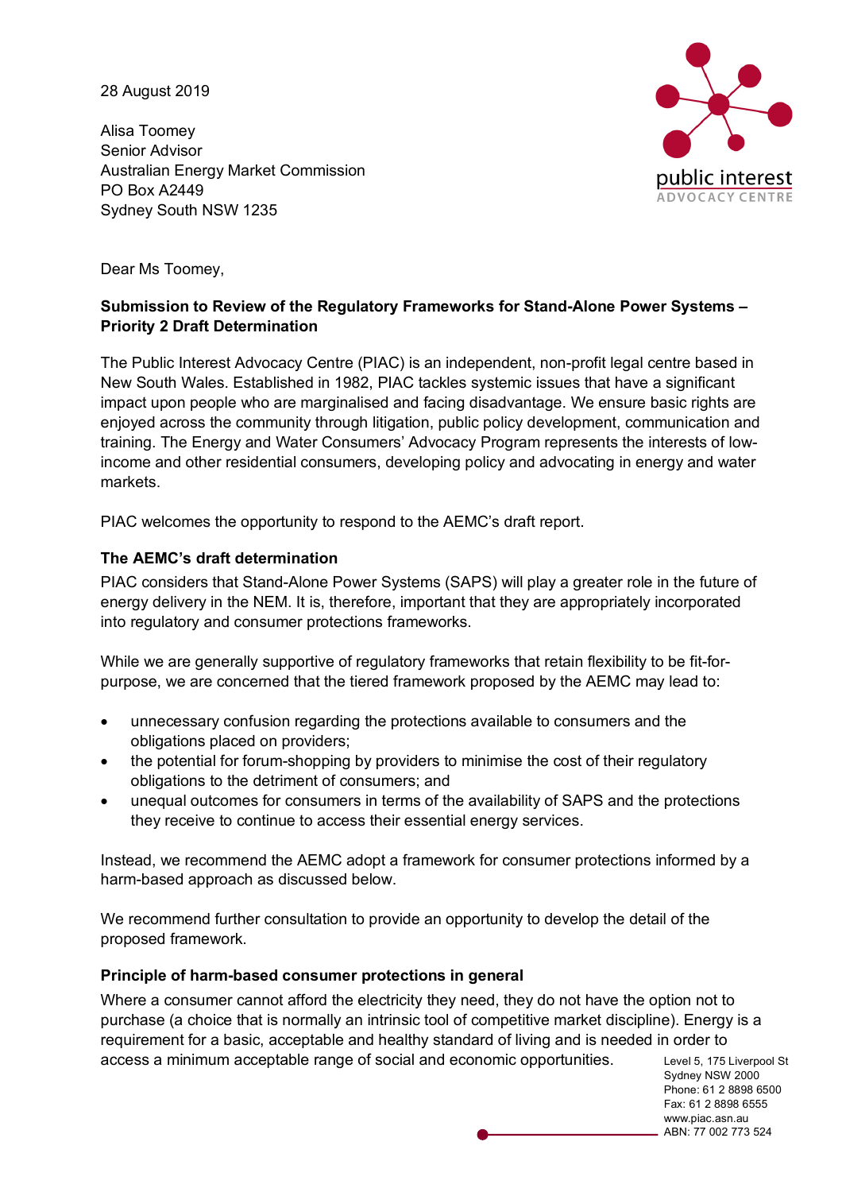28 August 2019

Alisa Toomey
Senior Advisor
Australian Energy Market Commission
PO Box A2449
Sydney South NSW 1235

Dear Ms Toomey,

**Submission to Review of the Regulatory Frameworks for Stand-Alone Power Systems – Priority 2 Draft Determination**

The Public Interest Advocacy Centre (PIAC) is an independent, non-profit legal centre based in New South Wales. Established in 1982, PIAC tackles systemic issues that have a significant impact upon people who are marginalised and facing disadvantage. We ensure basic rights are enjoyed across the community through litigation, public policy development, communication and training. The Energy and Water Consumers' Advocacy Program represents the interests of low-income and other residential consumers, developing policy and advocating in energy and water markets.

PIAC welcomes the opportunity to respond to the AEMC's draft report.

### The AEMC's draft determination

PIAC considers that Stand-Alone Power Systems (SAPS) will play a greater role in the future of energy delivery in the NEM. It is, therefore, important that they are appropriately incorporated into regulatory and consumer protections frameworks.

While we are generally supportive of regulatory frameworks that retain flexibility to be fit-for-purpose, we are concerned that the tiered framework proposed by the AEMC may lead to:

- unnecessary confusion regarding the protections available to consumers and the obligations placed on providers;
- the potential for forum-shopping by providers to minimise the cost of their regulatory obligations to the detriment of consumers; and
- unequal outcomes for consumers in terms of the availability of SAPS and the protections they receive to continue to access their essential energy services.

Instead, we recommend the AEMC adopt a framework for consumer protections informed by a harm-based approach as discussed below.

We recommend further consultation to provide an opportunity to develop the detail of the proposed framework.

### Principle of harm-based consumer protections in general

Where a consumer cannot afford the electricity they need, they do not have the option not to purchase (a choice that is normally an intrinsic tool of competitive market discipline). Energy is a requirement for a basic, acceptable and healthy standard of living and is needed in order to access a minimum acceptable range of social and economic opportunities.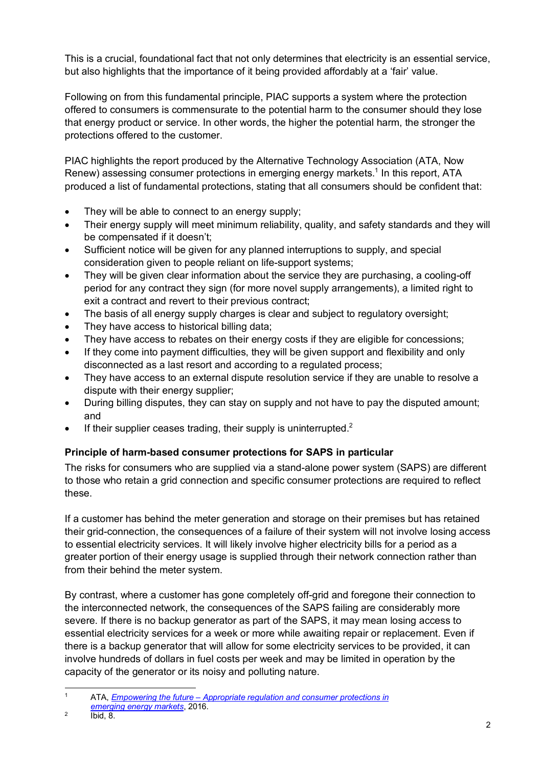This is a crucial, foundational fact that not only determines that electricity is an essential service, but also highlights that the importance of it being provided affordably at a 'fair' value.

Following on from this fundamental principle, PIAC supports a system where the protection offered to consumers is commensurate to the potential harm to the consumer should they lose that energy product or service. In other words, the higher the potential harm, the stronger the protections offered to the customer.

PIAC highlights the report produced by the Alternative Technology Association (ATA, Now Renew) assessing consumer protections in emerging energy markets.[1] In this report, ATA produced a list of fundamental protections, stating that all consumers should be confident that:

- They will be able to connect to an energy supply;
- Their energy supply will meet minimum reliability, quality, and safety standards and they will be compensated if it doesn't;
- Sufficient notice will be given for any planned interruptions to supply, and special consideration given to people reliant on life-support systems;
- They will be given clear information about the service they are purchasing, a cooling-off period for any contract they sign (for more novel supply arrangements), a limited right to exit a contract and revert to their previous contract;
- The basis of all energy supply charges is clear and subject to regulatory oversight;
- They have access to historical billing data;
- They have access to rebates on their energy costs if they are eligible for concessions;
- If they come into payment difficulties, they will be given support and flexibility and only disconnected as a last resort and according to a regulated process;
- They have access to an external dispute resolution service if they are unable to resolve a dispute with their energy supplier;
- During billing disputes, they can stay on supply and not have to pay the disputed amount; and
- If their supplier ceases trading, their supply is uninterrupted.[2]

**Principle of harm-based consumer protections for SAPS in particular**

The risks for consumers who are supplied via a stand-alone power system (SAPS) are different to those who retain a grid connection and specific consumer protections are required to reflect these.

If a customer has behind the meter generation and storage on their premises but has retained their grid-connection, the consequences of a failure of their system will not involve losing access to essential electricity services. It will likely involve higher electricity bills for a period as a greater portion of their energy usage is supplied through their network connection rather than from their behind the meter system.

By contrast, where a customer has gone completely off-grid and foregone their connection to the interconnected network, the consequences of the SAPS failing are considerably more severe. If there is no backup generator as part of the SAPS, it may mean losing access to essential electricity services for a week or more while awaiting repair or replacement. Even if there is a backup generator that will allow for some electricity services to be provided, it can involve hundreds of dollars in fuel costs per week and may be limited in operation by the capacity of the generator or its noisy and polluting nature.

---

[1] ATA, *Empowering the future – Appropriate regulation and consumer protections in emerging energy markets*, 2016.

[2] Ibid, 8.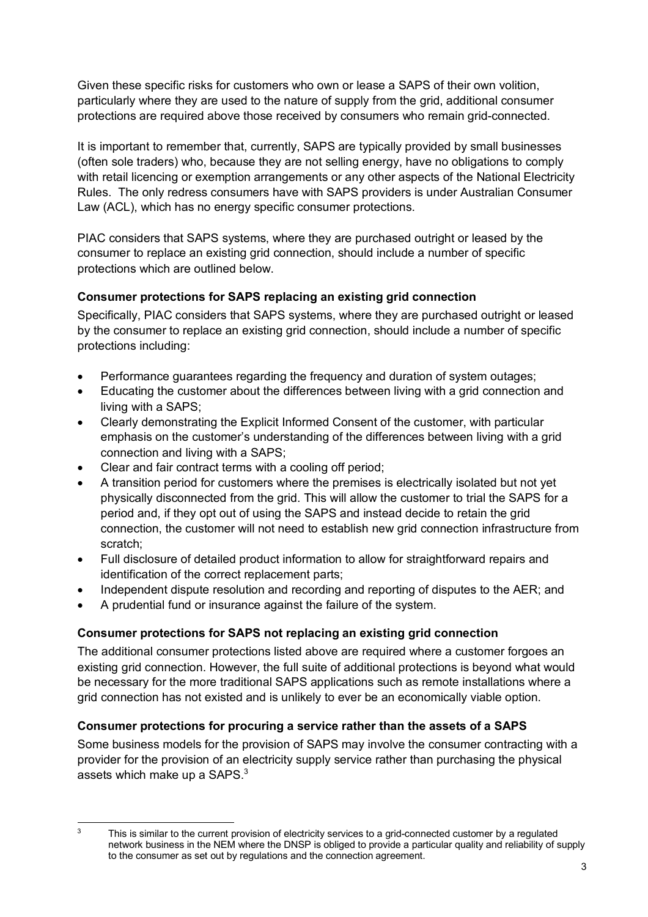Given these specific risks for customers who own or lease a SAPS of their own volition, particularly where they are used to the nature of supply from the grid, additional consumer protections are required above those received by consumers who remain grid-connected.

It is important to remember that, currently, SAPS are typically provided by small businesses (often sole traders) who, because they are not selling energy, have no obligations to comply with retail licencing or exemption arrangements or any other aspects of the National Electricity Rules. The only redress consumers have with SAPS providers is under Australian Consumer Law (ACL), which has no energy specific consumer protections.

PIAC considers that SAPS systems, where they are purchased outright or leased by the consumer to replace an existing grid connection, should include a number of specific protections which are outlined below.

**Consumer protections for SAPS replacing an existing grid connection**

Specifically, PIAC considers that SAPS systems, where they are purchased outright or leased by the consumer to replace an existing grid connection, should include a number of specific protections including:

- Performance guarantees regarding the frequency and duration of system outages;
- Educating the customer about the differences between living with a grid connection and living with a SAPS;
- Clearly demonstrating the Explicit Informed Consent of the customer, with particular emphasis on the customer's understanding of the differences between living with a grid connection and living with a SAPS;
- Clear and fair contract terms with a cooling off period;
- A transition period for customers where the premises is electrically isolated but not yet physically disconnected from the grid. This will allow the customer to trial the SAPS for a period and, if they opt out of using the SAPS and instead decide to retain the grid connection, the customer will not need to establish new grid connection infrastructure from scratch;
- Full disclosure of detailed product information to allow for straightforward repairs and identification of the correct replacement parts;
- Independent dispute resolution and recording and reporting of disputes to the AER; and
- A prudential fund or insurance against the failure of the system.

**Consumer protections for SAPS not replacing an existing grid connection**

The additional consumer protections listed above are required where a customer forgoes an existing grid connection. However, the full suite of additional protections is beyond what would be necessary for the more traditional SAPS applications such as remote installations where a grid connection has not existed and is unlikely to ever be an economically viable option.

**Consumer protections for procuring a service rather than the assets of a SAPS**

Some business models for the provision of SAPS may involve the consumer contracting with a provider for the provision of an electricity supply service rather than purchasing the physical assets which make up a SAPS.[3]

[3] This is similar to the current provision of electricity services to a grid-connected customer by a regulated network business in the NEM where the DNSP is obliged to provide a particular quality and reliability of supply to the consumer as set out by regulations and the connection agreement.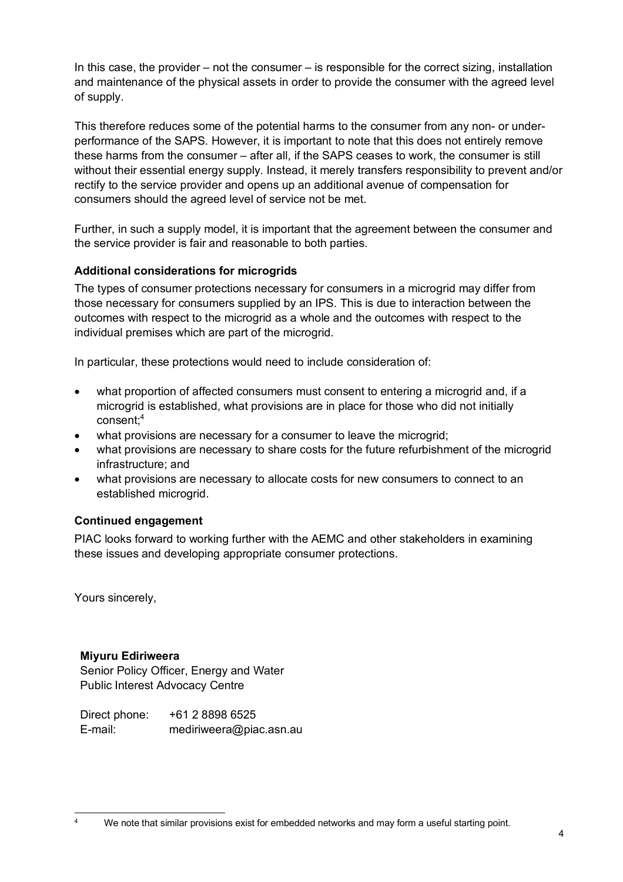In this case, the provider – not the consumer – is responsible for the correct sizing, installation and maintenance of the physical assets in order to provide the consumer with the agreed level of supply.

This therefore reduces some of the potential harms to the consumer from any non- or under-performance of the SAPS. However, it is important to note that this does not entirely remove these harms from the consumer – after all, if the SAPS ceases to work, the consumer is still without their essential energy supply. Instead, it merely transfers responsibility to prevent and/or rectify to the service provider and opens up an additional avenue of compensation for consumers should the agreed level of service not be met.

Further, in such a supply model, it is important that the agreement between the consumer and the service provider is fair and reasonable to both parties.

**Additional considerations for microgrids**

The types of consumer protections necessary for consumers in a microgrid may differ from those necessary for consumers supplied by an IPS. This is due to interaction between the outcomes with respect to the microgrid as a whole and the outcomes with respect to the individual premises which are part of the microgrid.

In particular, these protections would need to include consideration of:

- what proportion of affected consumers must consent to entering a microgrid and, if a microgrid is established, what provisions are in place for those who did not initially consent;[4]
- what provisions are necessary for a consumer to leave the microgrid;
- what provisions are necessary to share costs for the future refurbishment of the microgrid infrastructure; and
- what provisions are necessary to allocate costs for new consumers to connect to an established microgrid.

**Continued engagement**

PIAC looks forward to working further with the AEMC and other stakeholders in examining these issues and developing appropriate consumer protections.

Yours sincerely,

**Miyuru Ediriweera**
Senior Policy Officer, Energy and Water
Public Interest Advocacy Centre

Direct phone: +61 2 8898 6525
E-mail: mediriweera@piac.asn.au

[4] We note that similar provisions exist for embedded networks and may form a useful starting point.